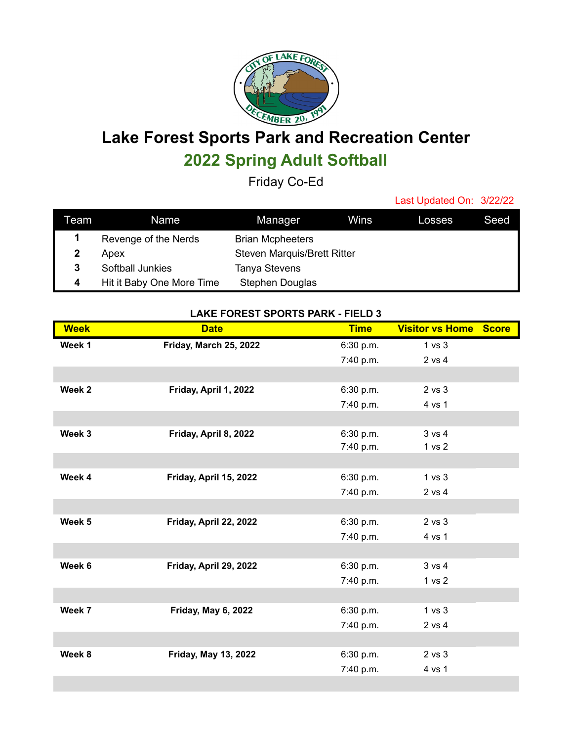# Lake Forest Sports Park and Recreation Center

## 2022 Spring Adult Softball

Friday Co-Ed

Last Updated On: 3/22/22

| Team | Name | Manager | Wins | Losses | Seed |
|---|---|---|---|---|---|
| **1** | Revenge of the Nerds | Brian Mcpheeters | | | |
| **2** | Apex | Steven Marquis/Brett Ritter | | | |
| **3** | Softball Junkies | Tanya Stevens | | | |
| **4** | Hit it Baby One More Time | Stephen Douglas | | | |

**LAKE FOREST SPORTS PARK - FIELD 3**

| Week | Date | Time | Visitor vs Home | Score |
|---|---|---|---|---|
| **Week 1** | **Friday, March 25, 2022** | 6:30 p.m. | 1 vs 3 | |
| | | 7:40 p.m. | 2 vs 4 | |
| **Week 2** | **Friday, April 1, 2022** | 6:30 p.m. | 2 vs 3 | |
| | | 7:40 p.m. | 4 vs 1 | |
| **Week 3** | **Friday, April 8, 2022** | 6:30 p.m. | 3 vs 4 | |
| | | 7:40 p.m. | 1 vs 2 | |
| **Week 4** | **Friday, April 15, 2022** | 6:30 p.m. | 1 vs 3 | |
| | | 7:40 p.m. | 2 vs 4 | |
| **Week 5** | **Friday, April 22, 2022** | 6:30 p.m. | 2 vs 3 | |
| | | 7:40 p.m. | 4 vs 1 | |
| **Week 6** | **Friday, April 29, 2022** | 6:30 p.m. | 3 vs 4 | |
| | | 7:40 p.m. | 1 vs 2 | |
| **Week 7** | **Friday, May 6, 2022** | 6:30 p.m. | 1 vs 3 | |
| | | 7:40 p.m. | 2 vs 4 | |
| **Week 8** | **Friday, May 13, 2022** | 6:30 p.m. | 2 vs 3 | |
| | | 7:40 p.m. | 4 vs 1 | |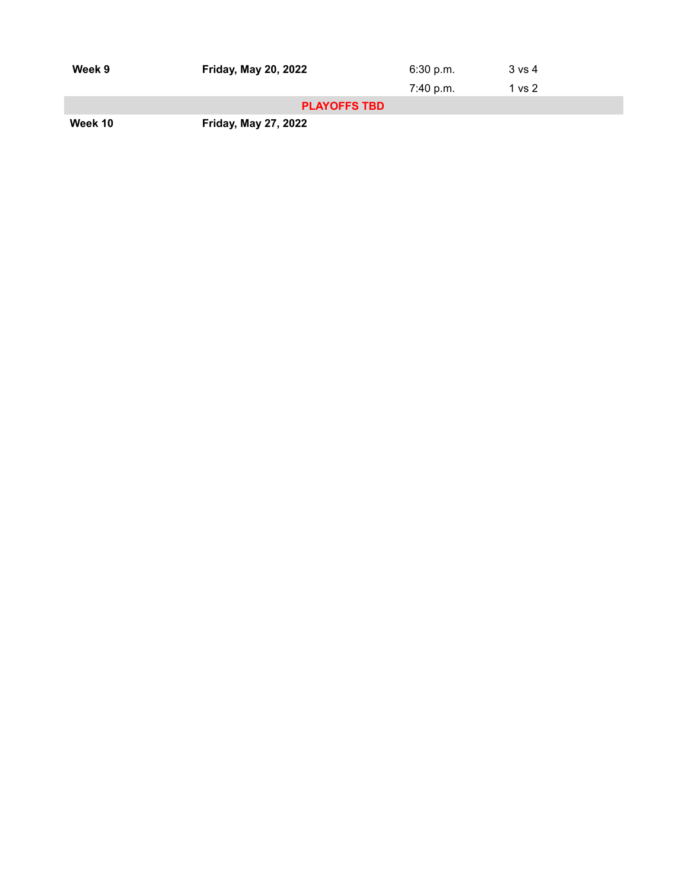| | | | |
|---|---|---|---|
| **Week 9** | **Friday, May 20, 2022** | 6:30 p.m. | 3 vs 4 |
| | | 7:40 p.m. | 1 vs 2 |
| **PLAYOFFS TBD** | | | |
| **Week 10** | **Friday, May 27, 2022** | | |